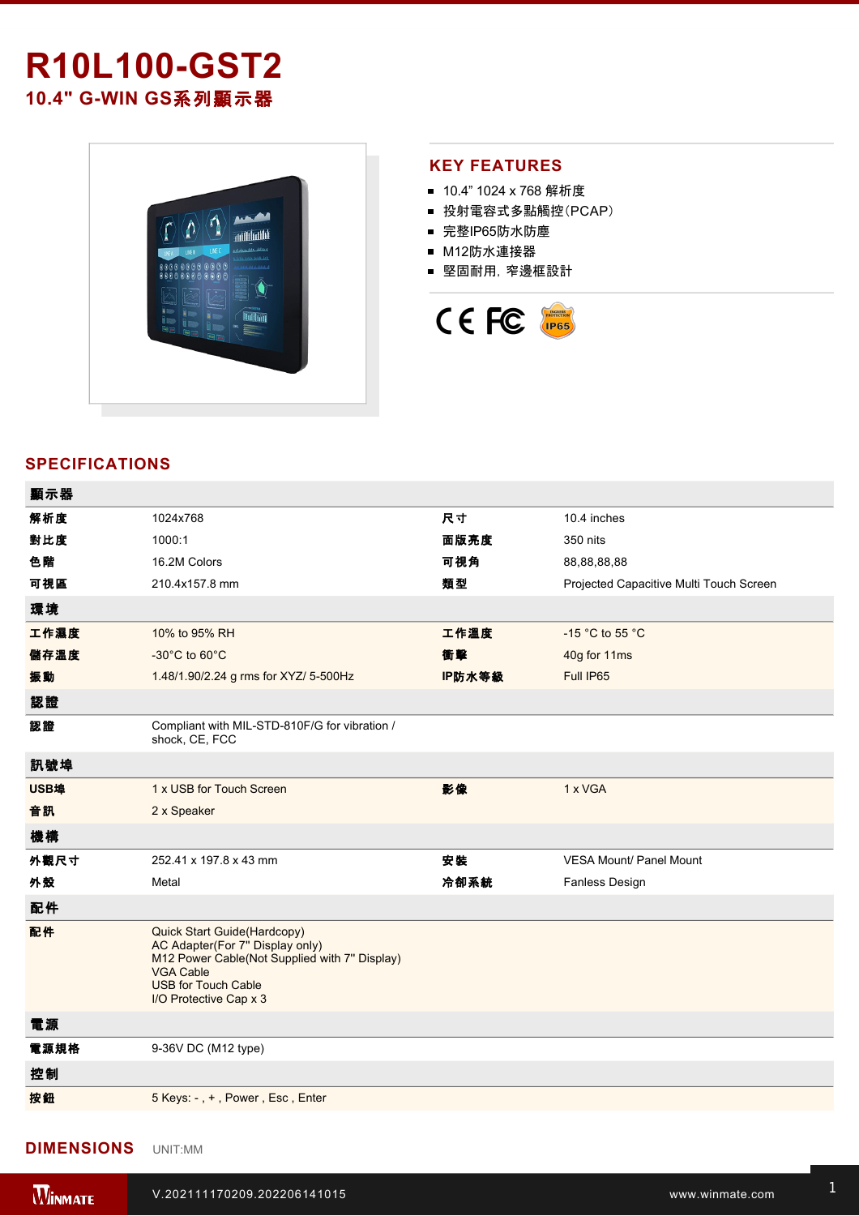# R10L100-GST2

## 10.4" G-WIN GS系列顯示器

## KEY FEATURES

- 10.4" 1024 x 768 解析度
- 投射電容式多點觸控（PCAP）
- 完整IP65防水防塵
- M12防水連接器
- 堅固耐用，窄邊框設計

## SPECIFICATIONS

| 顯示器 | | | |
|---|---|---|---|
| 解析度 | 1024x768 | 尺寸 | 10.4 inches |
| 對比度 | 1000:1 | 面版亮度 | 350 nits |
| 色階 | 16.2M Colors | 可視角 | 88,88,88,88 |
| 可視區 | 210.4x157.8 mm | 類型 | Projected Capacitive Multi Touch Screen |
| **環境** | | | |
| 工作濕度 | 10% to 95% RH | 工作溫度 | -15 °C to 55 °C |
| 儲存溫度 | -30°C to 60°C | 衝擊 | 40g for 11ms |
| 振動 | 1.48/1.90/2.24 g rms for XYZ/ 5-500Hz | IP防水等級 | Full IP65 |
| **認證** | | | |
| 認證 | Compliant with MIL-STD-810F/G for vibration / shock, CE, FCC | | |
| **訊號埠** | | | |
| USB埠 | 1 x USB for Touch Screen | 影像 | 1 x VGA |
| 音訊 | 2 x Speaker | | |
| **機構** | | | |
| 外觀尺寸 | 252.41 x 197.8 x 43 mm | 安裝 | VESA Mount/ Panel Mount |
| 外殼 | Metal | 冷卻系統 | Fanless Design |
| **配件** | | | |
| 配件 | Quick Start Guide(Hardcopy)<br>AC Adapter(For 7" Display only)<br>M12 Power Cable(Not Supplied with 7" Display)<br>VGA Cable<br>USB for Touch Cable<br>I/O Protective Cap x 3 | | |
| **電源** | | | |
| 電源規格 | 9-36V DC (M12 type) | | |
| **控制** | | | |
| 按鈕 | 5 Keys: - , + , Power , Esc , Enter | | |

## DIMENSIONS

UNIT:MM

V.202111170209.202206141015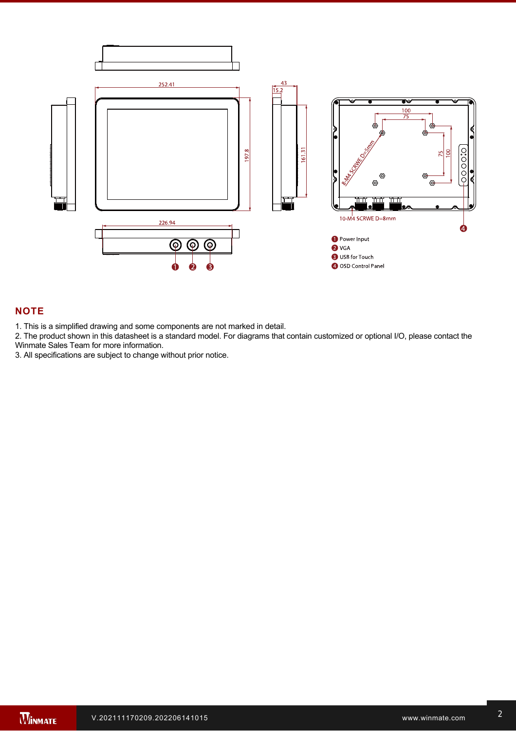252.41

197.8

43

15.2

161.31

226.94

100

75

75

100

8-M4 SCRWE D=5mm

10-M4 SCRWE D=8mm

1 Power Input
2 VGA
3 USB for Touch
4 OSD Control Panel

## NOTE

1. This is a simplified drawing and some components are not marked in detail.
2. The product shown in this datasheet is a standard model. For diagrams that contain customized or optional I/O, please contact the Winmate Sales Team for more information.
3. All specifications are subject to change without prior notice.